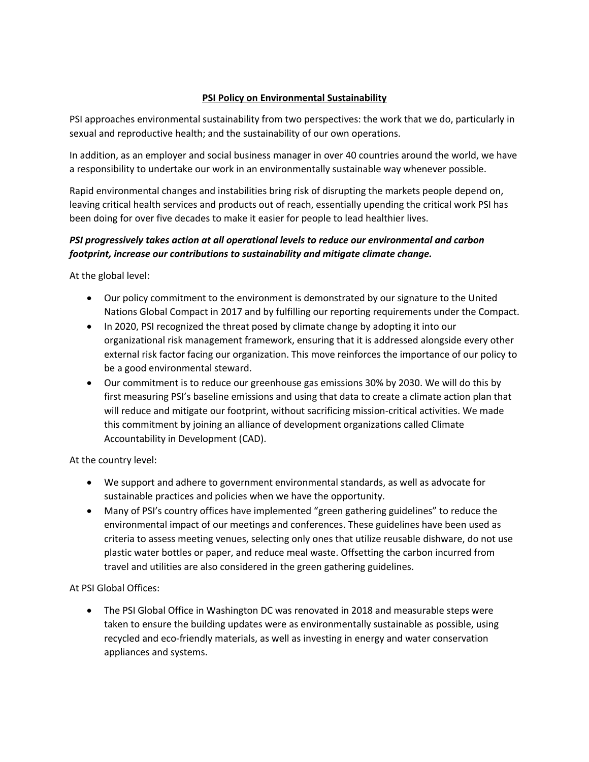# PSI Policy on Environmental Sustainability

PSI approaches environmental sustainability from two perspectives: the work that we do, particularly in sexual and reproductive health; and the sustainability of our own operations.

In addition, as an employer and social business manager in over 40 countries around the world, we have a responsibility to undertake our work in an environmentally sustainable way whenever possible.

Rapid environmental changes and instabilities bring risk of disrupting the markets people depend on, leaving critical health services and products out of reach, essentially upending the critical work PSI has been doing for over five decades to make it easier for people to lead healthier lives.

***PSI progressively takes action at all operational levels to reduce our environmental and carbon footprint, increase our contributions to sustainability and mitigate climate change.***

At the global level:

- Our policy commitment to the environment is demonstrated by our signature to the United Nations Global Compact in 2017 and by fulfilling our reporting requirements under the Compact.
- In 2020, PSI recognized the threat posed by climate change by adopting it into our organizational risk management framework, ensuring that it is addressed alongside every other external risk factor facing our organization. This move reinforces the importance of our policy to be a good environmental steward.
- Our commitment is to reduce our greenhouse gas emissions 30% by 2030. We will do this by first measuring PSI's baseline emissions and using that data to create a climate action plan that will reduce and mitigate our footprint, without sacrificing mission-critical activities. We made this commitment by joining an alliance of development organizations called Climate Accountability in Development (CAD).

At the country level:

- We support and adhere to government environmental standards, as well as advocate for sustainable practices and policies when we have the opportunity.
- Many of PSI's country offices have implemented "green gathering guidelines" to reduce the environmental impact of our meetings and conferences. These guidelines have been used as criteria to assess meeting venues, selecting only ones that utilize reusable dishware, do not use plastic water bottles or paper, and reduce meal waste. Offsetting the carbon incurred from travel and utilities are also considered in the green gathering guidelines.

At PSI Global Offices:

- The PSI Global Office in Washington DC was renovated in 2018 and measurable steps were taken to ensure the building updates were as environmentally sustainable as possible, using recycled and eco-friendly materials, as well as investing in energy and water conservation appliances and systems.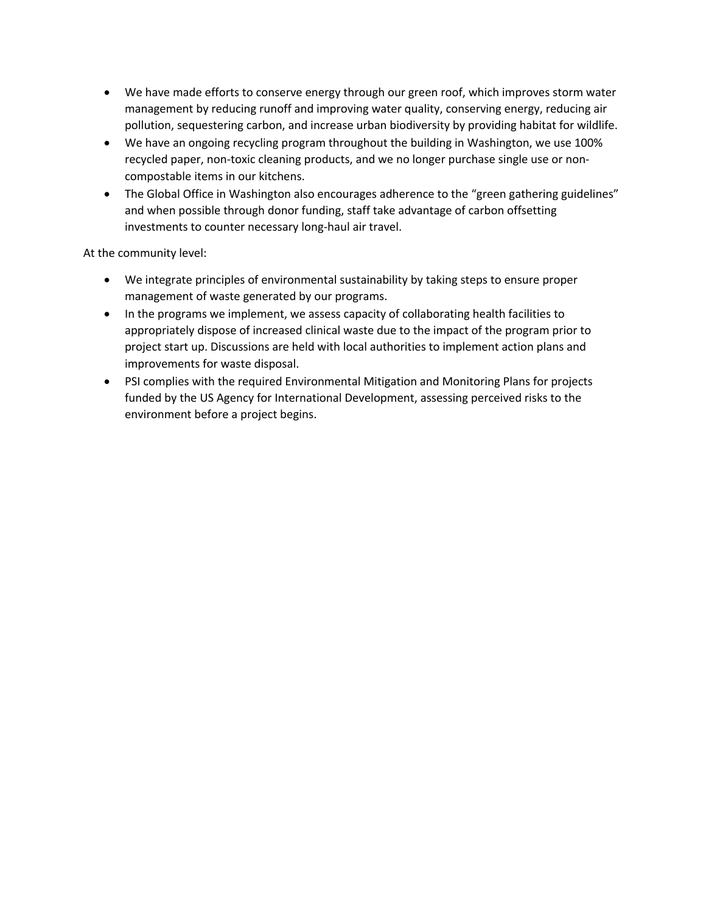- We have made efforts to conserve energy through our green roof, which improves storm water management by reducing runoff and improving water quality, conserving energy, reducing air pollution, sequestering carbon, and increase urban biodiversity by providing habitat for wildlife.
- We have an ongoing recycling program throughout the building in Washington, we use 100% recycled paper, non-toxic cleaning products, and we no longer purchase single use or non-compostable items in our kitchens.
- The Global Office in Washington also encourages adherence to the "green gathering guidelines" and when possible through donor funding, staff take advantage of carbon offsetting investments to counter necessary long-haul air travel.

At the community level:

- We integrate principles of environmental sustainability by taking steps to ensure proper management of waste generated by our programs.
- In the programs we implement, we assess capacity of collaborating health facilities to appropriately dispose of increased clinical waste due to the impact of the program prior to project start up. Discussions are held with local authorities to implement action plans and improvements for waste disposal.
- PSI complies with the required Environmental Mitigation and Monitoring Plans for projects funded by the US Agency for International Development, assessing perceived risks to the environment before a project begins.